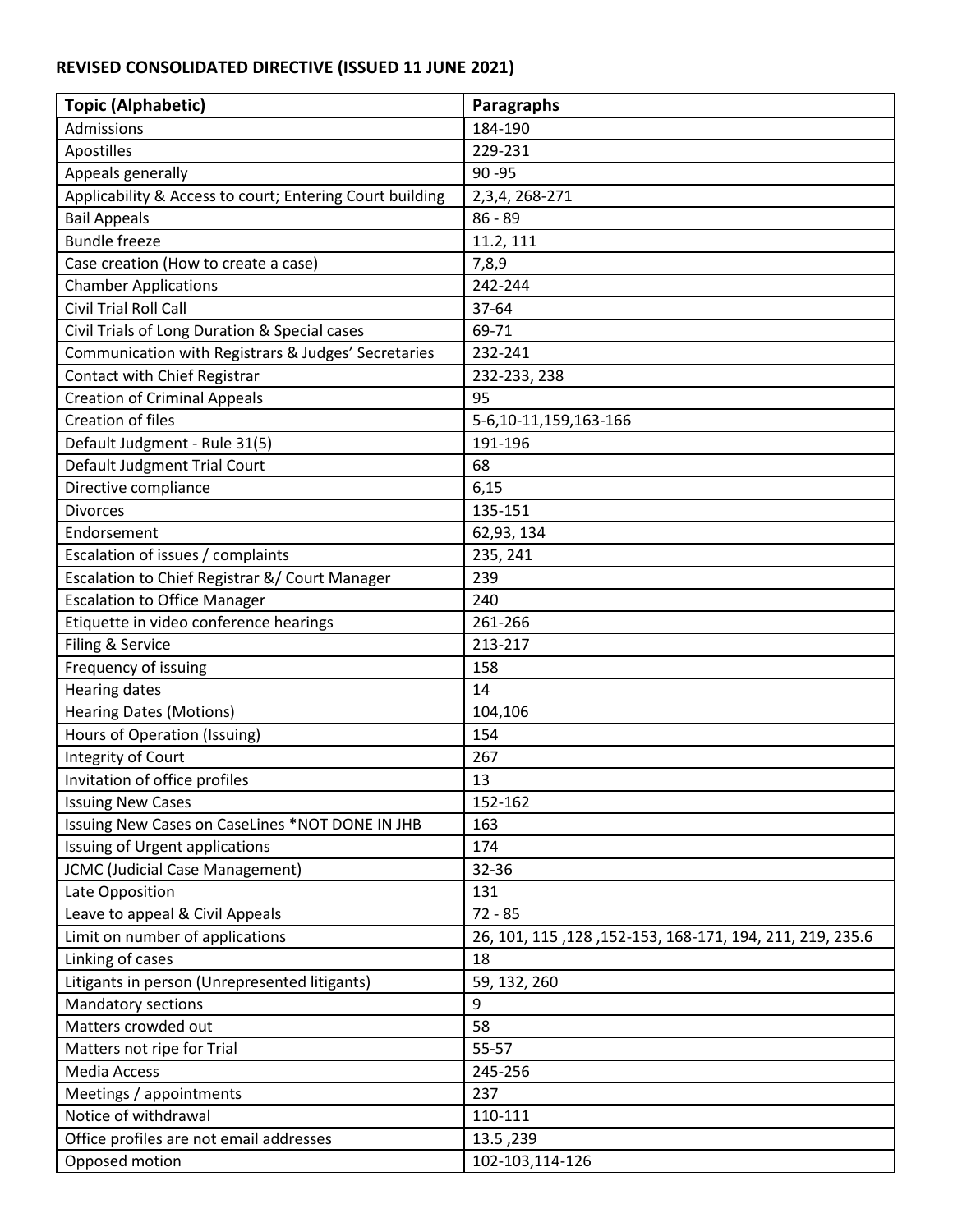**REVISED CONSOLIDATED DIRECTIVE (ISSUED 11 JUNE 2021)**

| Topic (Alphabetic) | Paragraphs |
|---|---|
| Admissions | 184-190 |
| Apostilles | 229-231 |
| Appeals generally | 90 -95 |
| Applicability & Access to court; Entering Court building | 2,3,4, 268-271 |
| Bail Appeals | 86 - 89 |
| Bundle freeze | 11.2, 111 |
| Case creation (How to create a case) | 7,8,9 |
| Chamber Applications | 242-244 |
| Civil Trial Roll Call | 37-64 |
| Civil Trials of Long Duration & Special cases | 69-71 |
| Communication with Registrars & Judges' Secretaries | 232-241 |
| Contact with Chief Registrar | 232-233, 238 |
| Creation of Criminal Appeals | 95 |
| Creation of files | 5-6,10-11,159,163-166 |
| Default Judgment - Rule 31(5) | 191-196 |
| Default Judgment Trial Court | 68 |
| Directive compliance | 6,15 |
| Divorces | 135-151 |
| Endorsement | 62,93, 134 |
| Escalation of issues / complaints | 235, 241 |
| Escalation to Chief Registrar &/ Court Manager | 239 |
| Escalation to Office Manager | 240 |
| Etiquette in video conference hearings | 261-266 |
| Filing & Service | 213-217 |
| Frequency of issuing | 158 |
| Hearing dates | 14 |
| Hearing Dates (Motions) | 104,106 |
| Hours of Operation (Issuing) | 154 |
| Integrity of Court | 267 |
| Invitation of office profiles | 13 |
| Issuing New Cases | 152-162 |
| Issuing New Cases on CaseLines *NOT DONE IN JHB | 163 |
| Issuing of Urgent applications | 174 |
| JCMC (Judicial Case Management) | 32-36 |
| Late Opposition | 131 |
| Leave to appeal & Civil Appeals | 72 - 85 |
| Limit on number of applications | 26, 101, 115 ,128 ,152-153, 168-171, 194, 211, 219, 235.6 |
| Linking of cases | 18 |
| Litigants in person (Unrepresented litigants) | 59, 132, 260 |
| Mandatory sections | 9 |
| Matters crowded out | 58 |
| Matters not ripe for Trial | 55-57 |
| Media Access | 245-256 |
| Meetings / appointments | 237 |
| Notice of withdrawal | 110-111 |
| Office profiles are not email addresses | 13.5 ,239 |
| Opposed motion | 102-103,114-126 |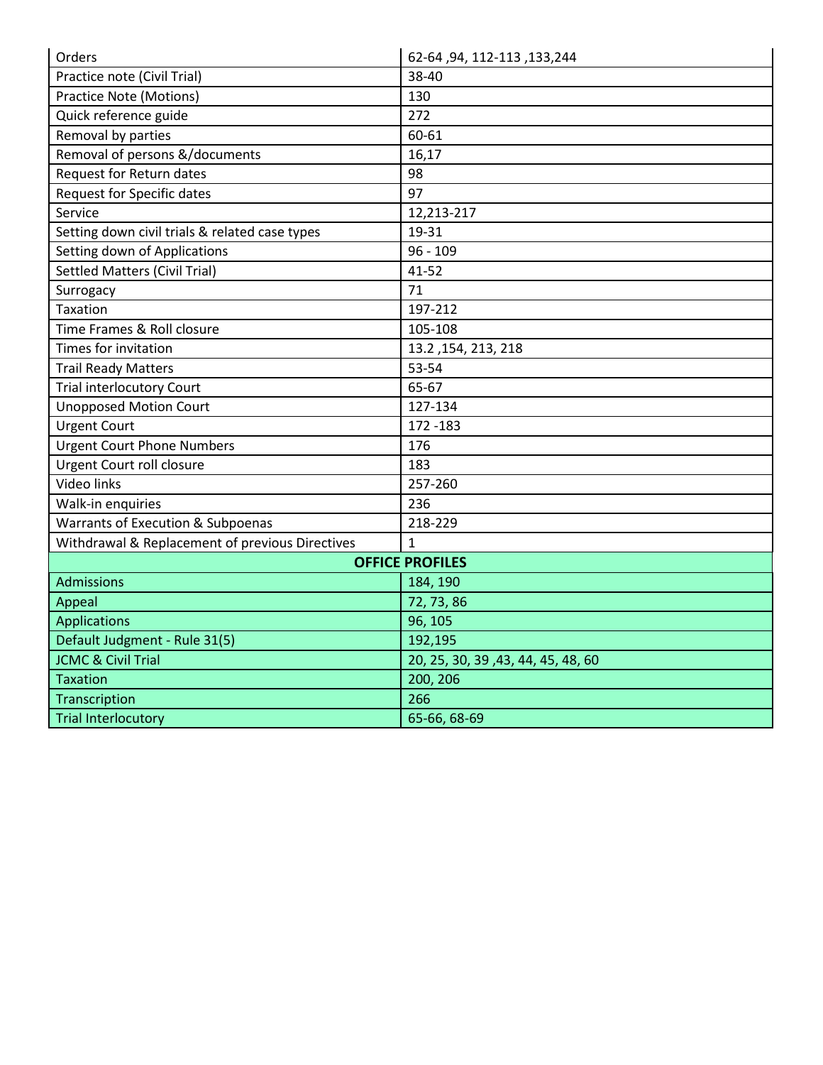| | |
|---|---|
| Orders | 62-64 ,94, 112-113 ,133,244 |
| Practice note (Civil Trial) | 38-40 |
| Practice Note (Motions) | 130 |
| Quick reference guide | 272 |
| Removal by parties | 60-61 |
| Removal of persons &/documents | 16,17 |
| Request for Return dates | 98 |
| Request for Specific dates | 97 |
| Service | 12,213-217 |
| Setting down civil trials & related case types | 19-31 |
| Setting down of Applications | 96 - 109 |
| Settled Matters (Civil Trial) | 41-52 |
| Surrogacy | 71 |
| Taxation | 197-212 |
| Time Frames & Roll closure | 105-108 |
| Times for invitation | 13.2 ,154, 213, 218 |
| Trail Ready Matters | 53-54 |
| Trial interlocutory Court | 65-67 |
| Unopposed Motion Court | 127-134 |
| Urgent Court | 172 -183 |
| Urgent Court Phone Numbers | 176 |
| Urgent Court roll closure | 183 |
| Video links | 257-260 |
| Walk-in enquiries | 236 |
| Warrants of Execution & Subpoenas | 218-229 |
| Withdrawal & Replacement of previous Directives | 1 |
| **OFFICE PROFILES** | |
| Admissions | 184, 190 |
| Appeal | 72, 73, 86 |
| Applications | 96, 105 |
| Default Judgment - Rule 31(5) | 192,195 |
| JCMC & Civil Trial | 20, 25, 30, 39 ,43, 44, 45, 48, 60 |
| Taxation | 200, 206 |
| Transcription | 266 |
| Trial Interlocutory | 65-66, 68-69 |